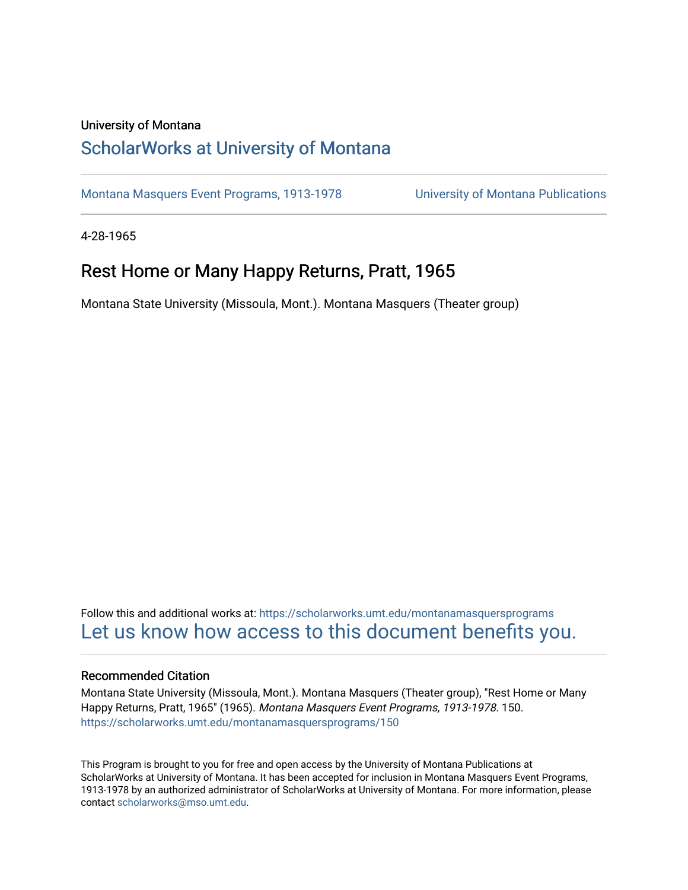University of Montana

# ScholarWorks at University of Montana

Montana Masquers Event Programs, 1913-1978 | University of Montana Publications

4-28-1965

## Rest Home or Many Happy Returns, Pratt, 1965

Montana State University (Missoula, Mont.). Montana Masquers (Theater group)

Follow this and additional works at: https://scholarworks.umt.edu/montanamasquersprograms

Let us know how access to this document benefits you.

### Recommended Citation

Montana State University (Missoula, Mont.). Montana Masquers (Theater group), "Rest Home or Many Happy Returns, Pratt, 1965" (1965). *Montana Masquers Event Programs, 1913-1978*. 150.
https://scholarworks.umt.edu/montanamasquersprograms/150

This Program is brought to you for free and open access by the University of Montana Publications at ScholarWorks at University of Montana. It has been accepted for inclusion in Montana Masquers Event Programs, 1913-1978 by an authorized administrator of ScholarWorks at University of Montana. For more information, please contact scholarworks@mso.umt.edu.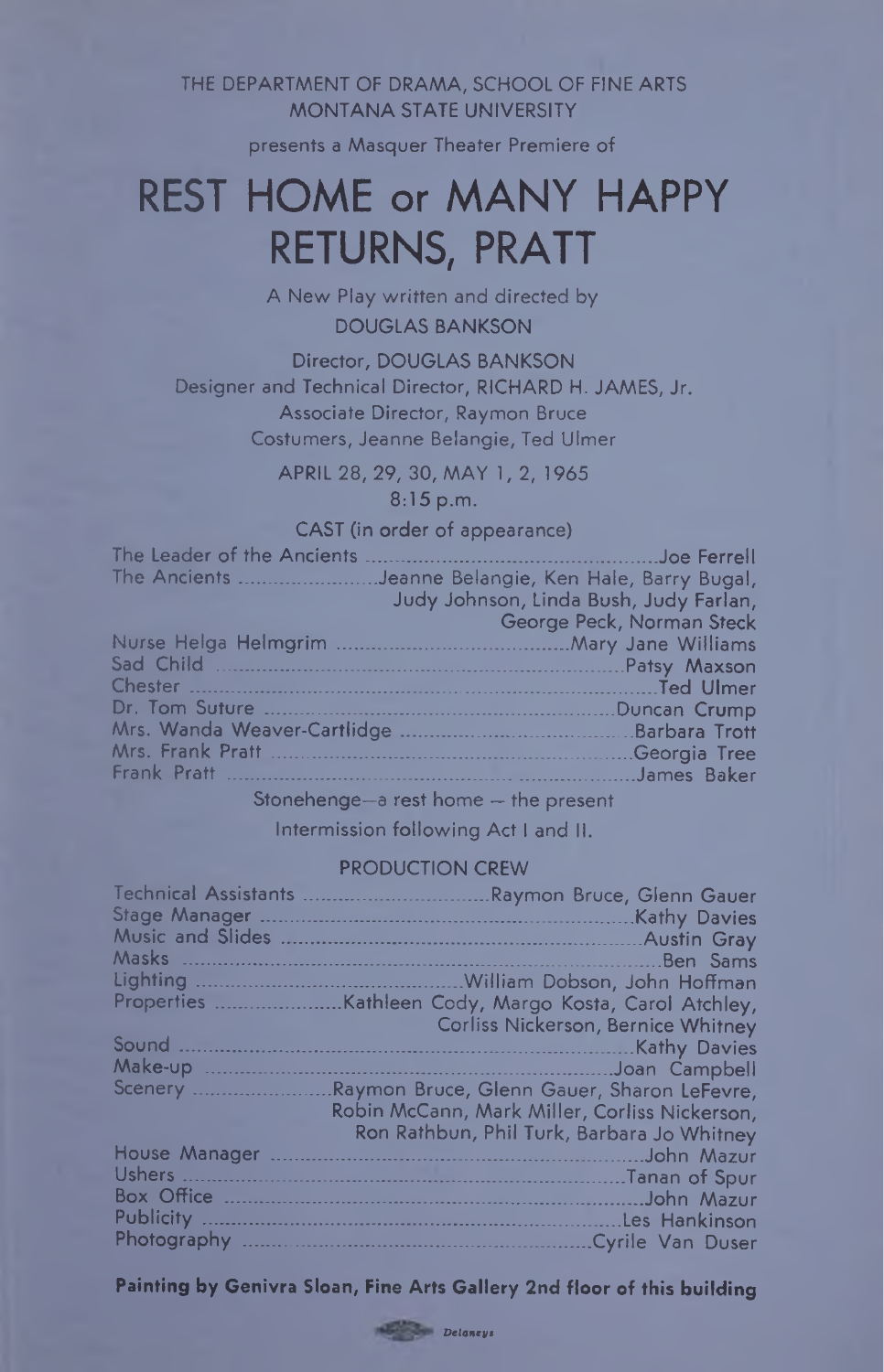THE DEPARTMENT OF DRAMA, SCHOOL OF FINE ARTS
MONTANA STATE UNIVERSITY

presents a Masquer Theater Premiere of

# REST HOME or MANY HAPPY RETURNS, PRATT

A New Play written and directed by
DOUGLAS BANKSON

Director, DOUGLAS BANKSON
Designer and Technical Director, RICHARD H. JAMES, Jr.
Associate Director, Raymon Bruce
Costumers, Jeanne Belangie, Ted Ulmer

APRIL 28, 29, 30, MAY 1, 2, 1965
8:15 p.m.

## CAST (in order of appearance)

| | |
|---|---|
| The Leader of the Ancients | Joe Ferrell |
| The Ancients | Jeanne Belangie, Ken Hale, Barry Bugal, Judy Johnson, Linda Bush, Judy Farlan, George Peck, Norman Steck |
| Nurse Helga Helmgrim | Mary Jane Williams |
| Sad Child | Patsy Maxson |
| Chester | Ted Ulmer |
| Dr. Tom Suture | Duncan Crump |
| Mrs. Wanda Weaver-Cartlidge | Barbara Trott |
| Mrs. Frank Pratt | Georgia Tree |
| Frank Pratt | James Baker |

Stonehenge—a rest home — the present

Intermission following Act I and II.

## PRODUCTION CREW

| | |
|---|---|
| Technical Assistants | Raymon Bruce, Glenn Gauer |
| Stage Manager | Kathy Davies |
| Music and Slides | Austin Gray |
| Masks | Ben Sams |
| Lighting | William Dobson, John Hoffman |
| Properties | Kathleen Cody, Margo Kosta, Carol Atchley, Corliss Nickerson, Bernice Whitney |
| Sound | Kathy Davies |
| Make-up | Joan Campbell |
| Scenery | Raymon Bruce, Glenn Gauer, Sharon LeFevre, Robin McCann, Mark Miller, Corliss Nickerson, Ron Rathbun, Phil Turk, Barbara Jo Whitney |
| House Manager | John Mazur |
| Ushers | Tanan of Spur |
| Box Office | John Mazur |
| Publicity | Les Hankinson |
| Photography | Cyrile Van Duser |

**Painting by Genivra Sloan, Fine Arts Gallery 2nd floor of this building**

Delaneys